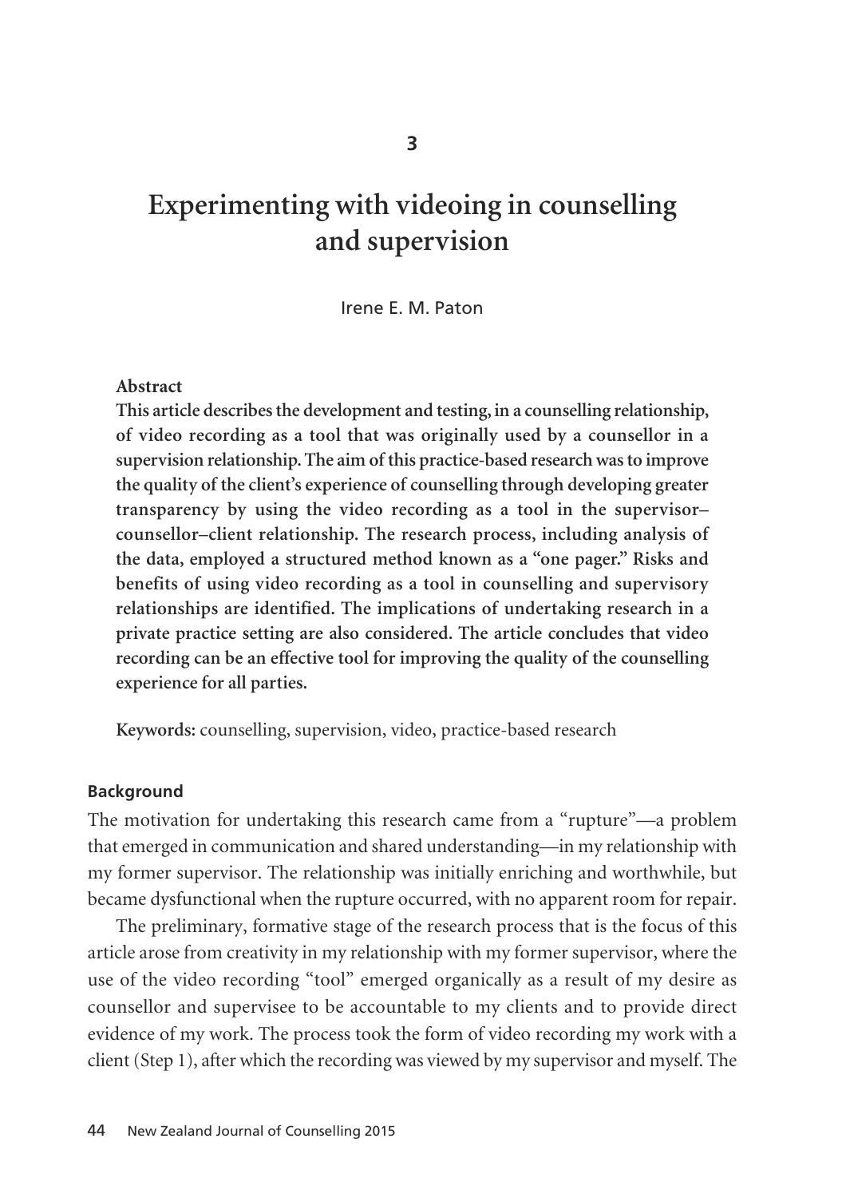3

# Experimenting with videoing in counselling and supervision

Irene E. M. Paton

**Abstract**

**This article describes the development and testing, in a counselling relationship, of video recording as a tool that was originally used by a counsellor in a supervision relationship. The aim of this practice-based research was to improve the quality of the client's experience of counselling through developing greater transparency by using the video recording as a tool in the supervisor–counsellor–client relationship. The research process, including analysis of the data, employed a structured method known as a "one pager." Risks and benefits of using video recording as a tool in counselling and supervisory relationships are identified. The implications of undertaking research in a private practice setting are also considered. The article concludes that video recording can be an effective tool for improving the quality of the counselling experience for all parties.**

**Keywords:** counselling, supervision, video, practice-based research

## Background

The motivation for undertaking this research came from a "rupture"—a problem that emerged in communication and shared understanding—in my relationship with my former supervisor. The relationship was initially enriching and worthwhile, but became dysfunctional when the rupture occurred, with no apparent room for repair.

The preliminary, formative stage of the research process that is the focus of this article arose from creativity in my relationship with my former supervisor, where the use of the video recording "tool" emerged organically as a result of my desire as counsellor and supervisee to be accountable to my clients and to provide direct evidence of my work. The process took the form of video recording my work with a client (Step 1), after which the recording was viewed by my supervisor and myself. The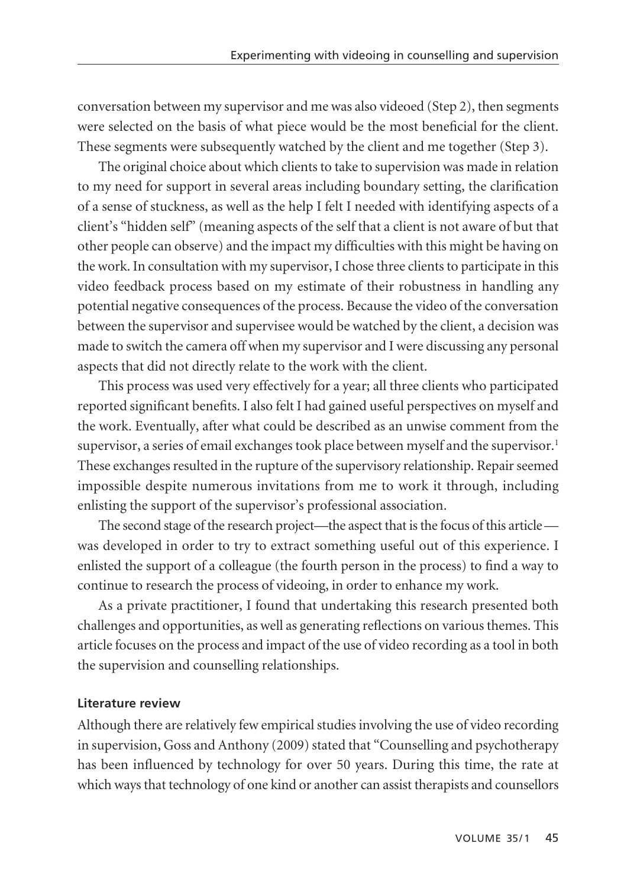conversation between my supervisor and me was also videoed (Step 2), then segments were selected on the basis of what piece would be the most beneficial for the client. These segments were subsequently watched by the client and me together (Step 3).

The original choice about which clients to take to supervision was made in relation to my need for support in several areas including boundary setting, the clarification of a sense of stuckness, as well as the help I felt I needed with identifying aspects of a client's "hidden self" (meaning aspects of the self that a client is not aware of but that other people can observe) and the impact my difficulties with this might be having on the work. In consultation with my supervisor, I chose three clients to participate in this video feedback process based on my estimate of their robustness in handling any potential negative consequences of the process. Because the video of the conversation between the supervisor and supervisee would be watched by the client, a decision was made to switch the camera off when my supervisor and I were discussing any personal aspects that did not directly relate to the work with the client.

This process was used very effectively for a year; all three clients who participated reported significant benefits. I also felt I had gained useful perspectives on myself and the work. Eventually, after what could be described as an unwise comment from the supervisor, a series of email exchanges took place between myself and the supervisor.[1] These exchanges resulted in the rupture of the supervisory relationship. Repair seemed impossible despite numerous invitations from me to work it through, including enlisting the support of the supervisor's professional association.

The second stage of the research project—the aspect that is the focus of this article—was developed in order to try to extract something useful out of this experience. I enlisted the support of a colleague (the fourth person in the process) to find a way to continue to research the process of videoing, in order to enhance my work.

As a private practitioner, I found that undertaking this research presented both challenges and opportunities, as well as generating reflections on various themes. This article focuses on the process and impact of the use of video recording as a tool in both the supervision and counselling relationships.

## Literature review

Although there are relatively few empirical studies involving the use of video recording in supervision, Goss and Anthony (2009) stated that "Counselling and psychotherapy has been influenced by technology for over 50 years. During this time, the rate at which ways that technology of one kind or another can assist therapists and counsellors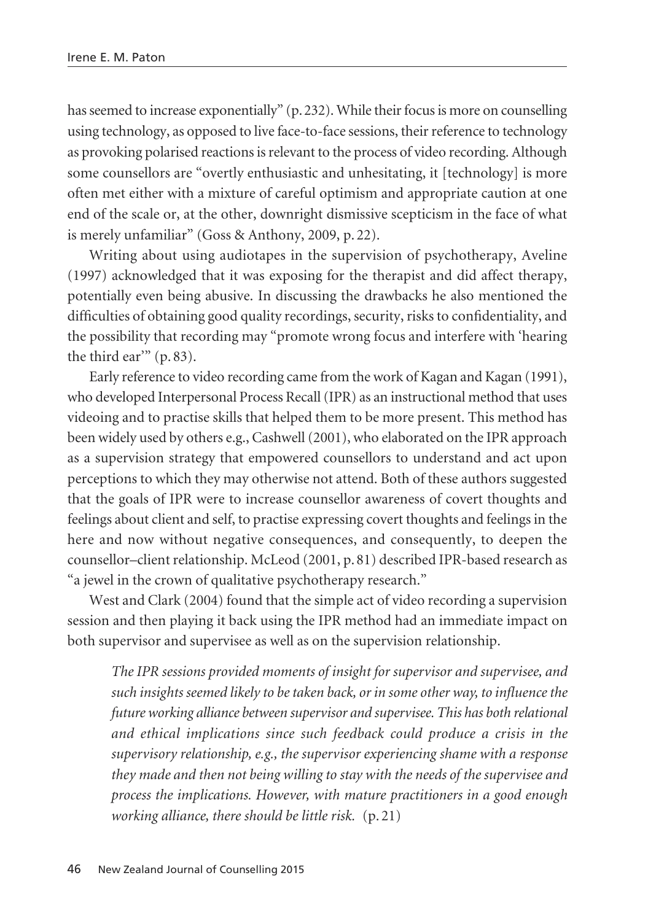has seemed to increase exponentially" (p. 232). While their focus is more on counselling using technology, as opposed to live face-to-face sessions, their reference to technology as provoking polarised reactions is relevant to the process of video recording. Although some counsellors are "overtly enthusiastic and unhesitating, it [technology] is more often met either with a mixture of careful optimism and appropriate caution at one end of the scale or, at the other, downright dismissive scepticism in the face of what is merely unfamiliar" (Goss & Anthony, 2009, p. 22).

Writing about using audiotapes in the supervision of psychotherapy, Aveline (1997) acknowledged that it was exposing for the therapist and did affect therapy, potentially even being abusive. In discussing the drawbacks he also mentioned the difficulties of obtaining good quality recordings, security, risks to confidentiality, and the possibility that recording may "promote wrong focus and interfere with 'hearing the third ear'" (p. 83).

Early reference to video recording came from the work of Kagan and Kagan (1991), who developed Interpersonal Process Recall (IPR) as an instructional method that uses videoing and to practise skills that helped them to be more present. This method has been widely used by others e.g., Cashwell (2001), who elaborated on the IPR approach as a supervision strategy that empowered counsellors to understand and act upon perceptions to which they may otherwise not attend. Both of these authors suggested that the goals of IPR were to increase counsellor awareness of covert thoughts and feelings about client and self, to practise expressing covert thoughts and feelings in the here and now without negative consequences, and consequently, to deepen the counsellor–client relationship. McLeod (2001, p. 81) described IPR-based research as "a jewel in the crown of qualitative psychotherapy research."

West and Clark (2004) found that the simple act of video recording a supervision session and then playing it back using the IPR method had an immediate impact on both supervisor and supervisee as well as on the supervision relationship.

> *The IPR sessions provided moments of insight for supervisor and supervisee, and such insights seemed likely to be taken back, or in some other way, to influence the future working alliance between supervisor and supervisee. This has both relational and ethical implications since such feedback could produce a crisis in the supervisory relationship, e.g., the supervisor experiencing shame with a response they made and then not being willing to stay with the needs of the supervisee and process the implications. However, with mature practitioners in a good enough working alliance, there should be little risk.* (p. 21)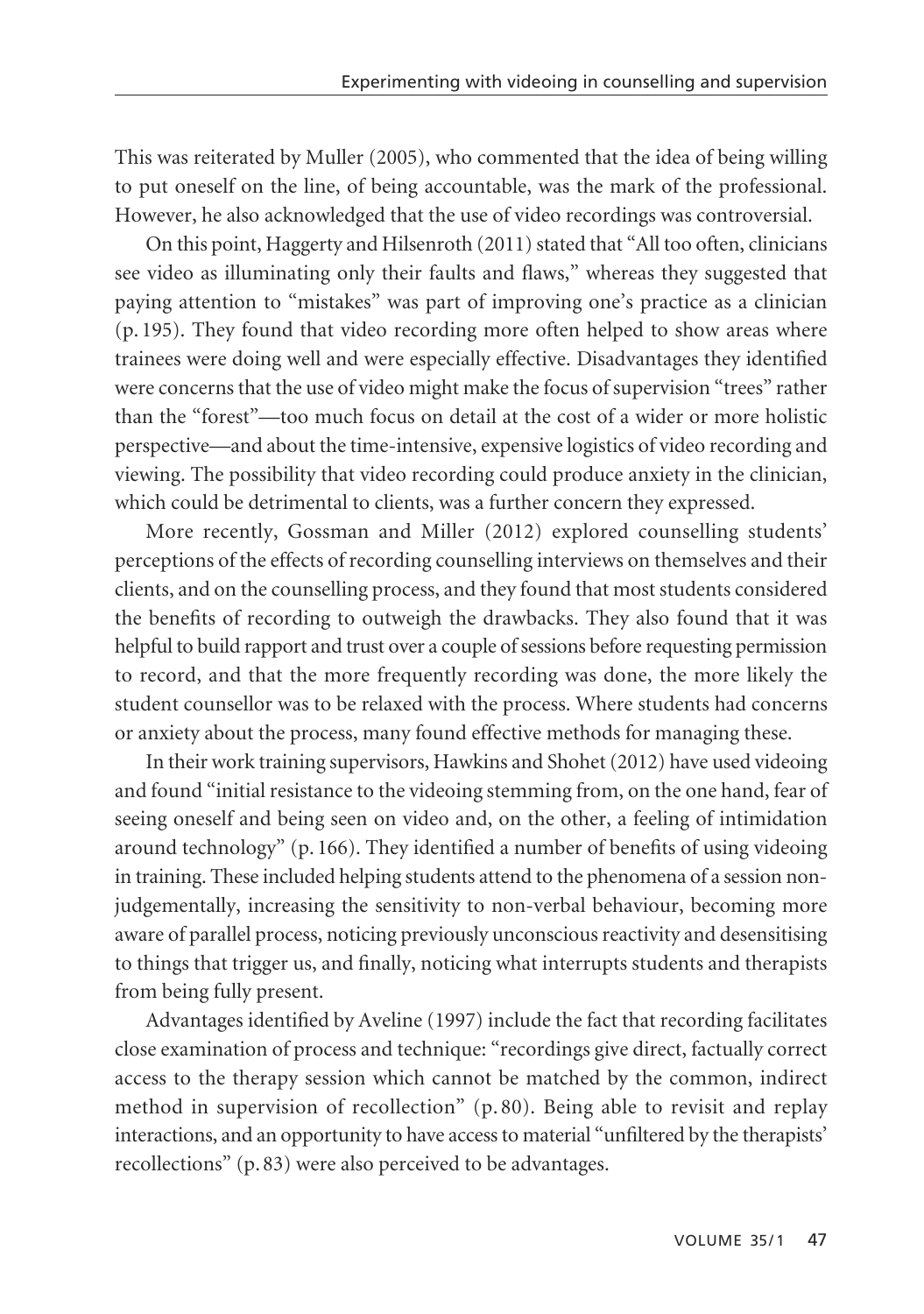This was reiterated by Muller (2005), who commented that the idea of being willing to put oneself on the line, of being accountable, was the mark of the professional. However, he also acknowledged that the use of video recordings was controversial.

On this point, Haggerty and Hilsenroth (2011) stated that "All too often, clinicians see video as illuminating only their faults and flaws," whereas they suggested that paying attention to "mistakes" was part of improving one's practice as a clinician (p. 195). They found that video recording more often helped to show areas where trainees were doing well and were especially effective. Disadvantages they identified were concerns that the use of video might make the focus of supervision "trees" rather than the "forest"—too much focus on detail at the cost of a wider or more holistic perspective—and about the time-intensive, expensive logistics of video recording and viewing. The possibility that video recording could produce anxiety in the clinician, which could be detrimental to clients, was a further concern they expressed.

More recently, Gossman and Miller (2012) explored counselling students' perceptions of the effects of recording counselling interviews on themselves and their clients, and on the counselling process, and they found that most students considered the benefits of recording to outweigh the drawbacks. They also found that it was helpful to build rapport and trust over a couple of sessions before requesting permission to record, and that the more frequently recording was done, the more likely the student counsellor was to be relaxed with the process. Where students had concerns or anxiety about the process, many found effective methods for managing these.

In their work training supervisors, Hawkins and Shohet (2012) have used videoing and found "initial resistance to the videoing stemming from, on the one hand, fear of seeing oneself and being seen on video and, on the other, a feeling of intimidation around technology" (p. 166). They identified a number of benefits of using videoing in training. These included helping students attend to the phenomena of a session non-judgementally, increasing the sensitivity to non-verbal behaviour, becoming more aware of parallel process, noticing previously unconscious reactivity and desensitising to things that trigger us, and finally, noticing what interrupts students and therapists from being fully present.

Advantages identified by Aveline (1997) include the fact that recording facilitates close examination of process and technique: "recordings give direct, factually correct access to the therapy session which cannot be matched by the common, indirect method in supervision of recollection" (p. 80). Being able to revisit and replay interactions, and an opportunity to have access to material "unfiltered by the therapists' recollections" (p. 83) were also perceived to be advantages.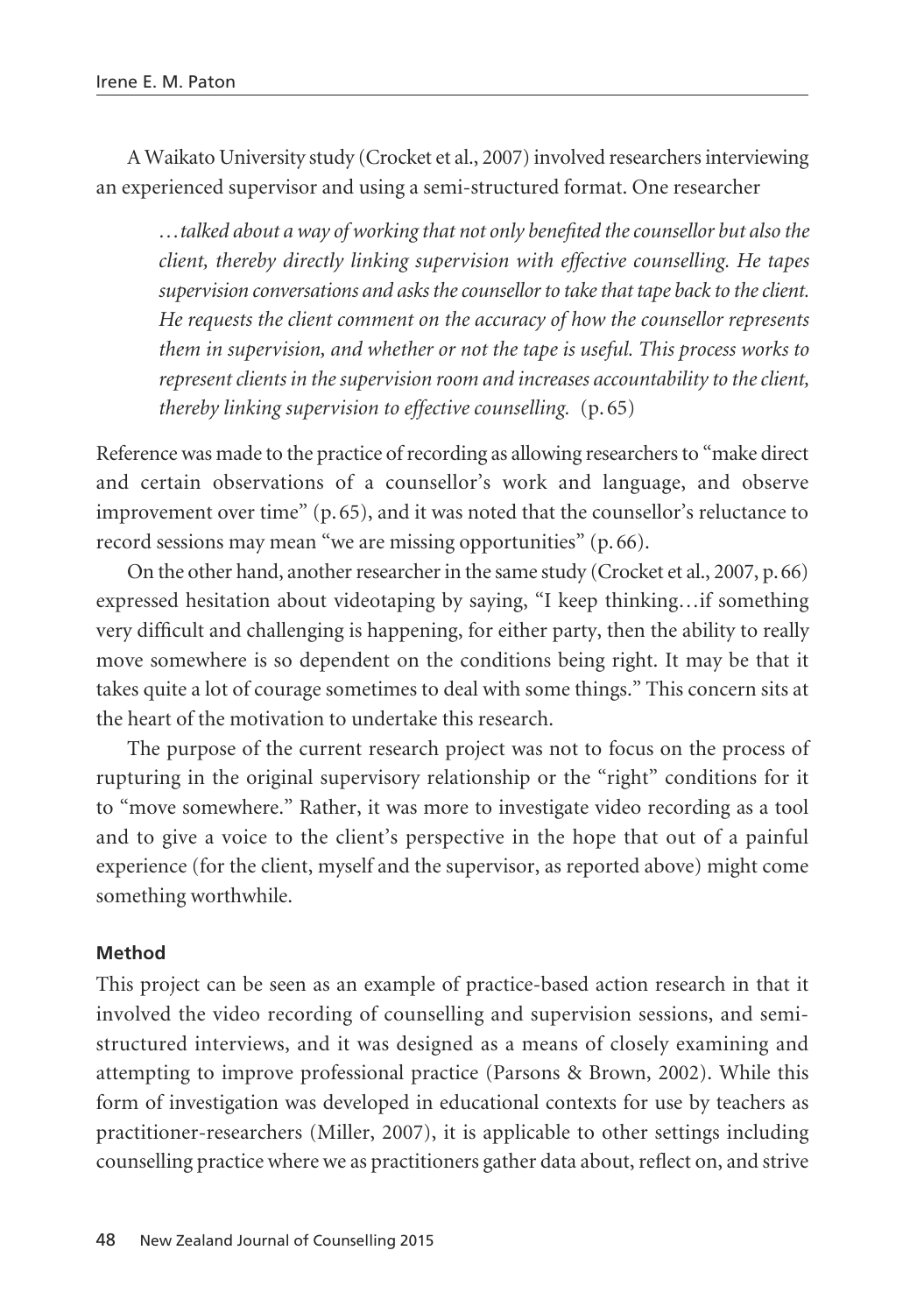A Waikato University study (Crocket et al., 2007) involved researchers interviewing an experienced supervisor and using a semi-structured format. One researcher

> *…talked about a way of working that not only benefited the counsellor but also the client, thereby directly linking supervision with effective counselling. He tapes supervision conversations and asks the counsellor to take that tape back to the client. He requests the client comment on the accuracy of how the counsellor represents them in supervision, and whether or not the tape is useful. This process works to represent clients in the supervision room and increases accountability to the client, thereby linking supervision to effective counselling.* (p. 65)

Reference was made to the practice of recording as allowing researchers to "make direct and certain observations of a counsellor's work and language, and observe improvement over time" (p. 65), and it was noted that the counsellor's reluctance to record sessions may mean "we are missing opportunities" (p. 66).

On the other hand, another researcher in the same study (Crocket et al., 2007, p. 66) expressed hesitation about videotaping by saying, "I keep thinking…if something very difficult and challenging is happening, for either party, then the ability to really move somewhere is so dependent on the conditions being right. It may be that it takes quite a lot of courage sometimes to deal with some things." This concern sits at the heart of the motivation to undertake this research.

The purpose of the current research project was not to focus on the process of rupturing in the original supervisory relationship or the "right" conditions for it to "move somewhere." Rather, it was more to investigate video recording as a tool and to give a voice to the client's perspective in the hope that out of a painful experience (for the client, myself and the supervisor, as reported above) might come something worthwhile.

#### Method

This project can be seen as an example of practice-based action research in that it involved the video recording of counselling and supervision sessions, and semi-structured interviews, and it was designed as a means of closely examining and attempting to improve professional practice (Parsons & Brown, 2002). While this form of investigation was developed in educational contexts for use by teachers as practitioner-researchers (Miller, 2007), it is applicable to other settings including counselling practice where we as practitioners gather data about, reflect on, and strive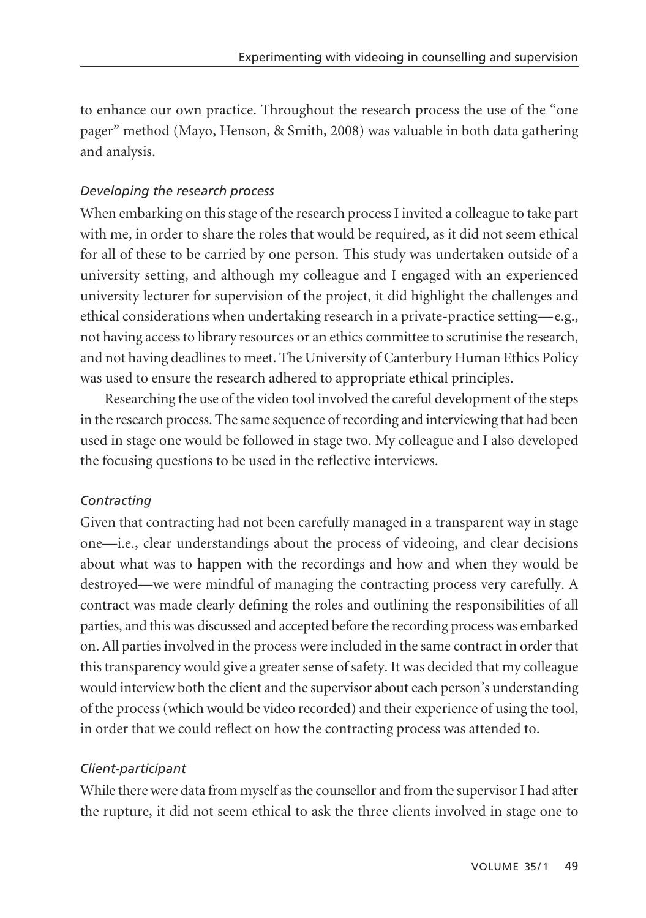to enhance our own practice. Throughout the research process the use of the "one pager" method (Mayo, Henson, & Smith, 2008) was valuable in both data gathering and analysis.

*Developing the research process*

When embarking on this stage of the research process I invited a colleague to take part with me, in order to share the roles that would be required, as it did not seem ethical for all of these to be carried by one person. This study was undertaken outside of a university setting, and although my colleague and I engaged with an experienced university lecturer for supervision of the project, it did highlight the challenges and ethical considerations when undertaking research in a private-practice setting—e.g., not having access to library resources or an ethics committee to scrutinise the research, and not having deadlines to meet. The University of Canterbury Human Ethics Policy was used to ensure the research adhered to appropriate ethical principles.

Researching the use of the video tool involved the careful development of the steps in the research process. The same sequence of recording and interviewing that had been used in stage one would be followed in stage two. My colleague and I also developed the focusing questions to be used in the reflective interviews.

*Contracting*

Given that contracting had not been carefully managed in a transparent way in stage one—i.e., clear understandings about the process of videoing, and clear decisions about what was to happen with the recordings and how and when they would be destroyed—we were mindful of managing the contracting process very carefully. A contract was made clearly defining the roles and outlining the responsibilities of all parties, and this was discussed and accepted before the recording process was embarked on. All parties involved in the process were included in the same contract in order that this transparency would give a greater sense of safety. It was decided that my colleague would interview both the client and the supervisor about each person's understanding of the process (which would be video recorded) and their experience of using the tool, in order that we could reflect on how the contracting process was attended to.

*Client-participant*

While there were data from myself as the counsellor and from the supervisor I had after the rupture, it did not seem ethical to ask the three clients involved in stage one to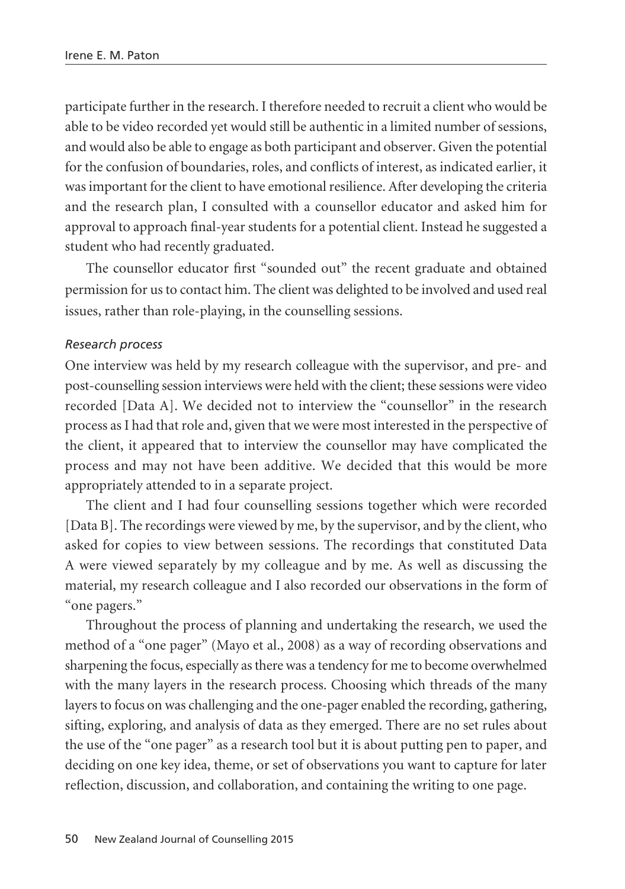participate further in the research. I therefore needed to recruit a client who would be able to be video recorded yet would still be authentic in a limited number of sessions, and would also be able to engage as both participant and observer. Given the potential for the confusion of boundaries, roles, and conflicts of interest, as indicated earlier, it was important for the client to have emotional resilience. After developing the criteria and the research plan, I consulted with a counsellor educator and asked him for approval to approach final-year students for a potential client. Instead he suggested a student who had recently graduated.

The counsellor educator first "sounded out" the recent graduate and obtained permission for us to contact him. The client was delighted to be involved and used real issues, rather than role-playing, in the counselling sessions.

*Research process*

One interview was held by my research colleague with the supervisor, and pre- and post-counselling session interviews were held with the client; these sessions were video recorded [Data A]. We decided not to interview the "counsellor" in the research process as I had that role and, given that we were most interested in the perspective of the client, it appeared that to interview the counsellor may have complicated the process and may not have been additive. We decided that this would be more appropriately attended to in a separate project.

The client and I had four counselling sessions together which were recorded [Data B]. The recordings were viewed by me, by the supervisor, and by the client, who asked for copies to view between sessions. The recordings that constituted Data A were viewed separately by my colleague and by me. As well as discussing the material, my research colleague and I also recorded our observations in the form of "one pagers."

Throughout the process of planning and undertaking the research, we used the method of a "one pager" (Mayo et al., 2008) as a way of recording observations and sharpening the focus, especially as there was a tendency for me to become overwhelmed with the many layers in the research process. Choosing which threads of the many layers to focus on was challenging and the one-pager enabled the recording, gathering, sifting, exploring, and analysis of data as they emerged. There are no set rules about the use of the "one pager" as a research tool but it is about putting pen to paper, and deciding on one key idea, theme, or set of observations you want to capture for later reflection, discussion, and collaboration, and containing the writing to one page.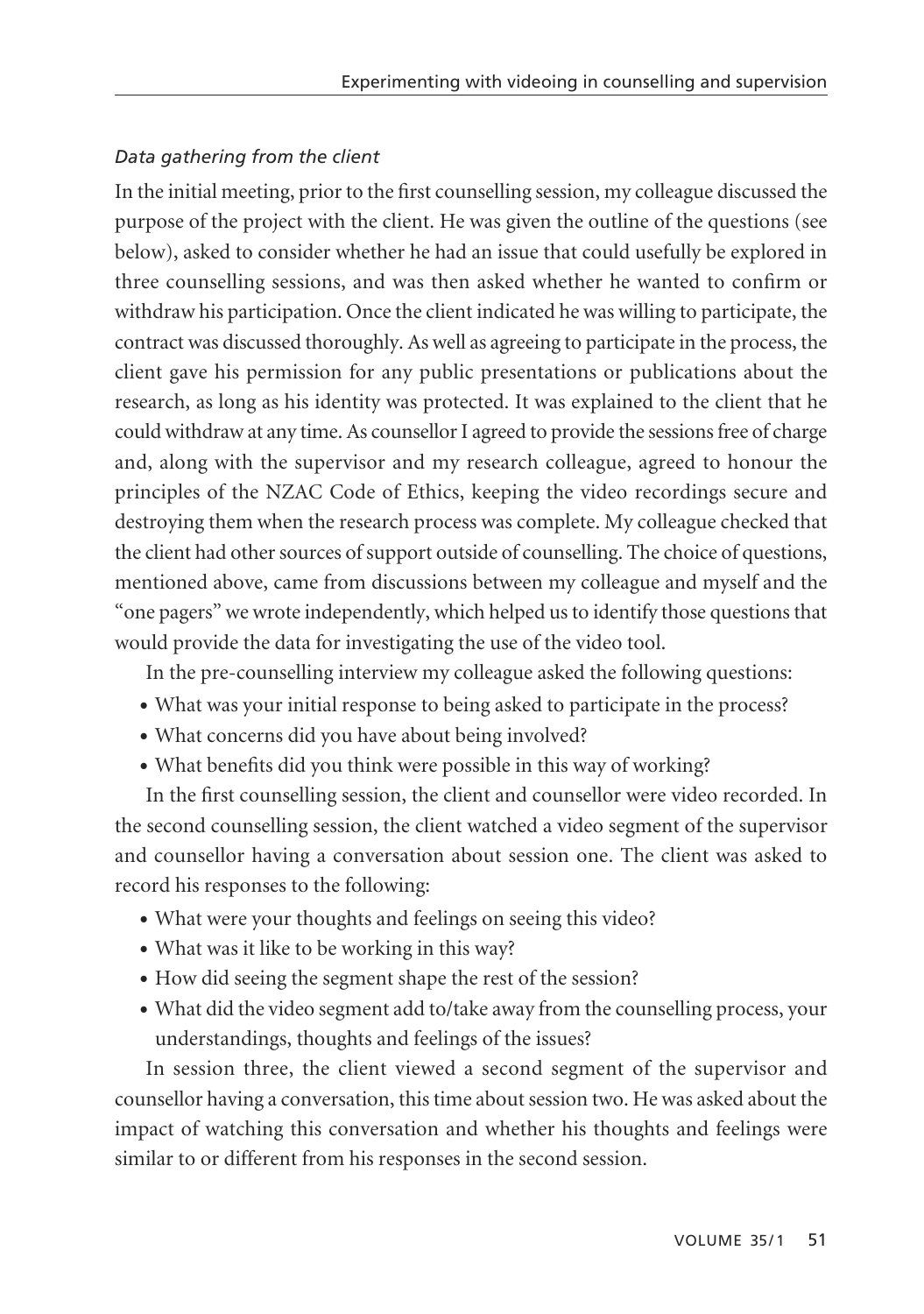*Data gathering from the client*

In the initial meeting, prior to the first counselling session, my colleague discussed the purpose of the project with the client. He was given the outline of the questions (see below), asked to consider whether he had an issue that could usefully be explored in three counselling sessions, and was then asked whether he wanted to confirm or withdraw his participation. Once the client indicated he was willing to participate, the contract was discussed thoroughly. As well as agreeing to participate in the process, the client gave his permission for any public presentations or publications about the research, as long as his identity was protected. It was explained to the client that he could withdraw at any time. As counsellor I agreed to provide the sessions free of charge and, along with the supervisor and my research colleague, agreed to honour the principles of the NZAC Code of Ethics, keeping the video recordings secure and destroying them when the research process was complete. My colleague checked that the client had other sources of support outside of counselling. The choice of questions, mentioned above, came from discussions between my colleague and myself and the "one pagers" we wrote independently, which helped us to identify those questions that would provide the data for investigating the use of the video tool.

In the pre-counselling interview my colleague asked the following questions:

- What was your initial response to being asked to participate in the process?
- What concerns did you have about being involved?
- What benefits did you think were possible in this way of working?

In the first counselling session, the client and counsellor were video recorded. In the second counselling session, the client watched a video segment of the supervisor and counsellor having a conversation about session one. The client was asked to record his responses to the following:

- What were your thoughts and feelings on seeing this video?
- What was it like to be working in this way?
- How did seeing the segment shape the rest of the session?
- What did the video segment add to/take away from the counselling process, your understandings, thoughts and feelings of the issues?

In session three, the client viewed a second segment of the supervisor and counsellor having a conversation, this time about session two. He was asked about the impact of watching this conversation and whether his thoughts and feelings were similar to or different from his responses in the second session.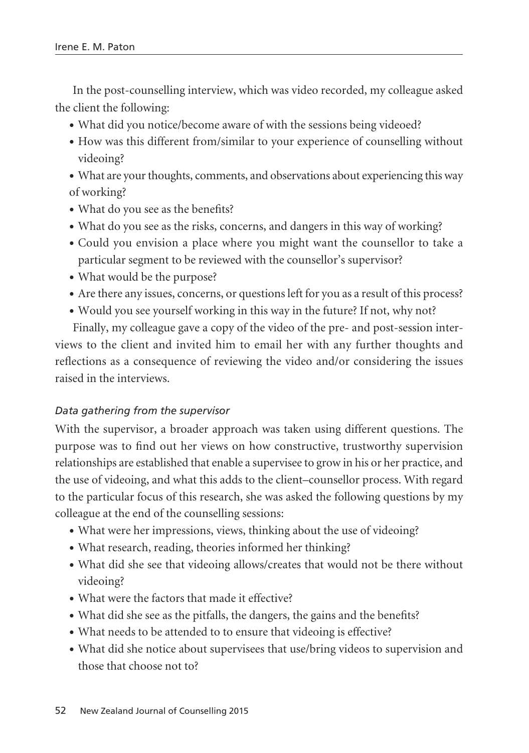In the post-counselling interview, which was video recorded, my colleague asked the client the following:

- What did you notice/become aware of with the sessions being videoed?
- How was this different from/similar to your experience of counselling without videoing?
- What are your thoughts, comments, and observations about experiencing this way of working?
- What do you see as the benefits?
- What do you see as the risks, concerns, and dangers in this way of working?
- Could you envision a place where you might want the counsellor to take a particular segment to be reviewed with the counsellor's supervisor?
- What would be the purpose?
- Are there any issues, concerns, or questions left for you as a result of this process?
- Would you see yourself working in this way in the future? If not, why not?

Finally, my colleague gave a copy of the video of the pre- and post-session interviews to the client and invited him to email her with any further thoughts and reflections as a consequence of reviewing the video and/or considering the issues raised in the interviews.

*Data gathering from the supervisor*

With the supervisor, a broader approach was taken using different questions. The purpose was to find out her views on how constructive, trustworthy supervision relationships are established that enable a supervisee to grow in his or her practice, and the use of videoing, and what this adds to the client–counsellor process. With regard to the particular focus of this research, she was asked the following questions by my colleague at the end of the counselling sessions:

- What were her impressions, views, thinking about the use of videoing?
- What research, reading, theories informed her thinking?
- What did she see that videoing allows/creates that would not be there without videoing?
- What were the factors that made it effective?
- What did she see as the pitfalls, the dangers, the gains and the benefits?
- What needs to be attended to to ensure that videoing is effective?
- What did she notice about supervisees that use/bring videos to supervision and those that choose not to?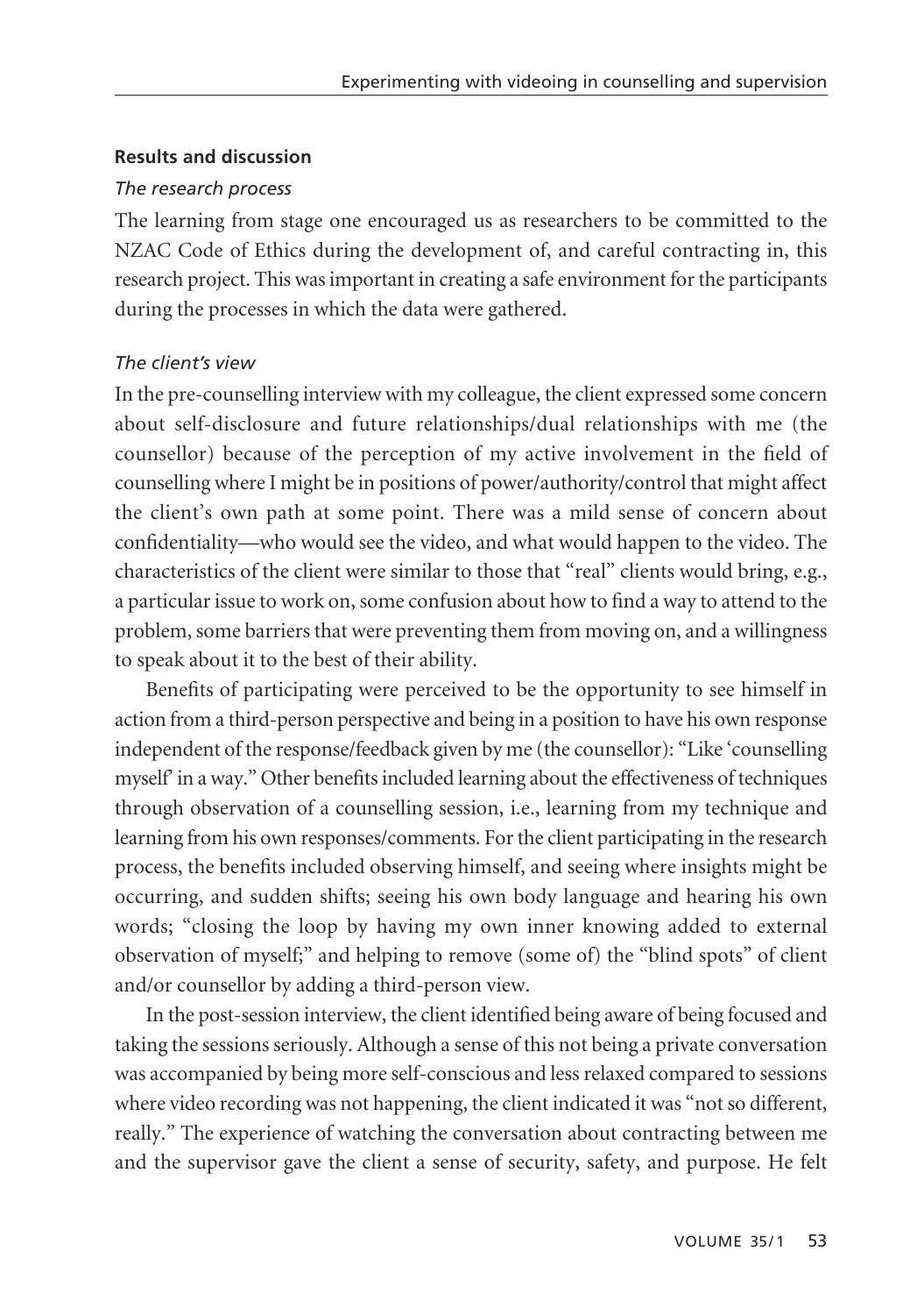## Results and discussion

*The research process*

The learning from stage one encouraged us as researchers to be committed to the NZAC Code of Ethics during the development of, and careful contracting in, this research project. This was important in creating a safe environment for the participants during the processes in which the data were gathered.

*The client's view*

In the pre-counselling interview with my colleague, the client expressed some concern about self-disclosure and future relationships/dual relationships with me (the counsellor) because of the perception of my active involvement in the field of counselling where I might be in positions of power/authority/control that might affect the client's own path at some point. There was a mild sense of concern about confidentiality—who would see the video, and what would happen to the video. The characteristics of the client were similar to those that "real" clients would bring, e.g., a particular issue to work on, some confusion about how to find a way to attend to the problem, some barriers that were preventing them from moving on, and a willingness to speak about it to the best of their ability.

Benefits of participating were perceived to be the opportunity to see himself in action from a third-person perspective and being in a position to have his own response independent of the response/feedback given by me (the counsellor): "Like 'counselling myself' in a way." Other benefits included learning about the effectiveness of techniques through observation of a counselling session, i.e., learning from my technique and learning from his own responses/comments. For the client participating in the research process, the benefits included observing himself, and seeing where insights might be occurring, and sudden shifts; seeing his own body language and hearing his own words; "closing the loop by having my own inner knowing added to external observation of myself;" and helping to remove (some of) the "blind spots" of client and/or counsellor by adding a third-person view.

In the post-session interview, the client identified being aware of being focused and taking the sessions seriously. Although a sense of this not being a private conversation was accompanied by being more self-conscious and less relaxed compared to sessions where video recording was not happening, the client indicated it was "not so different, really." The experience of watching the conversation about contracting between me and the supervisor gave the client a sense of security, safety, and purpose. He felt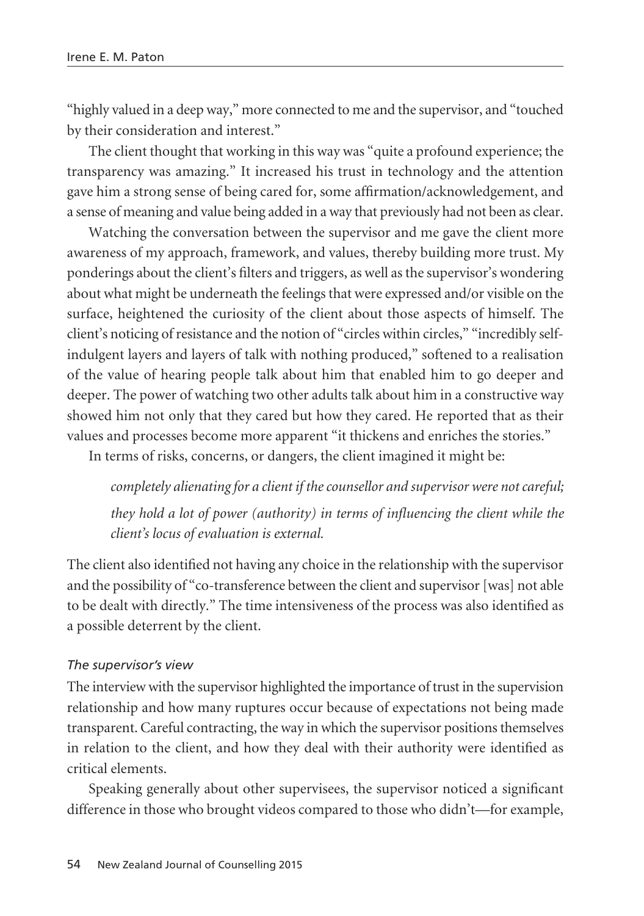"highly valued in a deep way," more connected to me and the supervisor, and "touched by their consideration and interest."

The client thought that working in this way was "quite a profound experience; the transparency was amazing." It increased his trust in technology and the attention gave him a strong sense of being cared for, some affirmation/acknowledgement, and a sense of meaning and value being added in a way that previously had not been as clear.

Watching the conversation between the supervisor and me gave the client more awareness of my approach, framework, and values, thereby building more trust. My ponderings about the client's filters and triggers, as well as the supervisor's wondering about what might be underneath the feelings that were expressed and/or visible on the surface, heightened the curiosity of the client about those aspects of himself. The client's noticing of resistance and the notion of "circles within circles," "incredibly self-indulgent layers and layers of talk with nothing produced," softened to a realisation of the value of hearing people talk about him that enabled him to go deeper and deeper. The power of watching two other adults talk about him in a constructive way showed him not only that they cared but how they cared. He reported that as their values and processes become more apparent "it thickens and enriches the stories."

In terms of risks, concerns, or dangers, the client imagined it might be:

> *completely alienating for a client if the counsellor and supervisor were not careful;*
>
> *they hold a lot of power (authority) in terms of influencing the client while the client's locus of evaluation is external.*

The client also identified not having any choice in the relationship with the supervisor and the possibility of "co-transference between the client and supervisor [was] not able to be dealt with directly." The time intensiveness of the process was also identified as a possible deterrent by the client.

### *The supervisor's view*

The interview with the supervisor highlighted the importance of trust in the supervision relationship and how many ruptures occur because of expectations not being made transparent. Careful contracting, the way in which the supervisor positions themselves in relation to the client, and how they deal with their authority were identified as critical elements.

Speaking generally about other supervisees, the supervisor noticed a significant difference in those who brought videos compared to those who didn't—for example,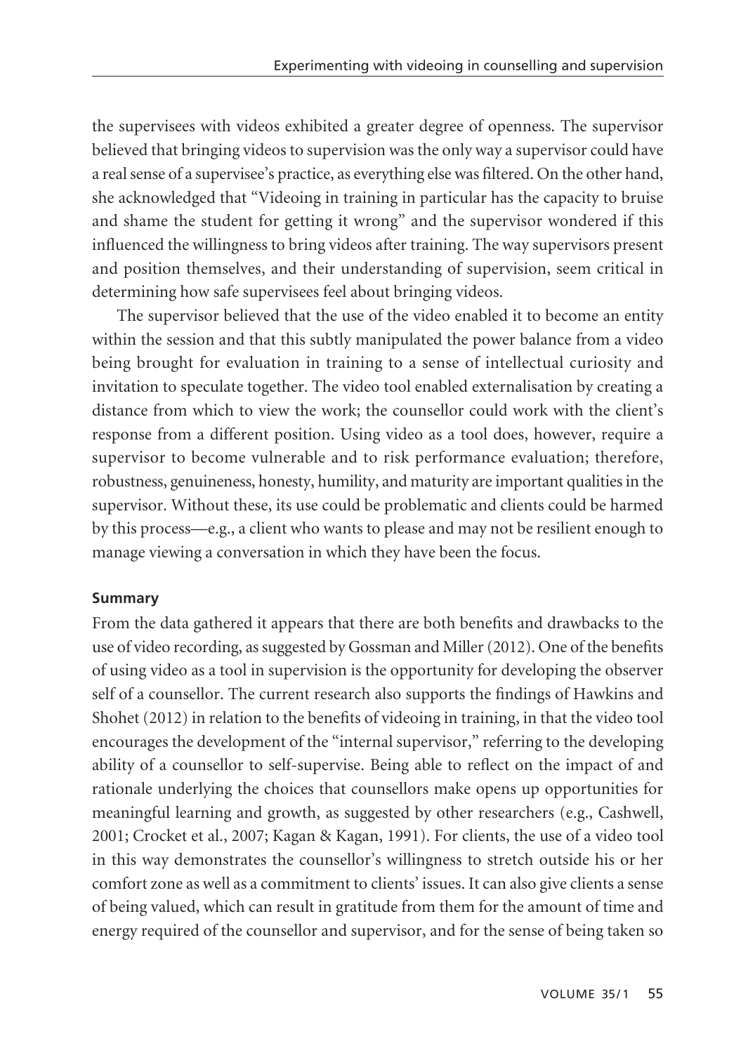the supervisees with videos exhibited a greater degree of openness. The supervisor believed that bringing videos to supervision was the only way a supervisor could have a real sense of a supervisee's practice, as everything else was filtered. On the other hand, she acknowledged that "Videoing in training in particular has the capacity to bruise and shame the student for getting it wrong" and the supervisor wondered if this influenced the willingness to bring videos after training. The way supervisors present and position themselves, and their understanding of supervision, seem critical in determining how safe supervisees feel about bringing videos.

The supervisor believed that the use of the video enabled it to become an entity within the session and that this subtly manipulated the power balance from a video being brought for evaluation in training to a sense of intellectual curiosity and invitation to speculate together. The video tool enabled externalisation by creating a distance from which to view the work; the counsellor could work with the client's response from a different position. Using video as a tool does, however, require a supervisor to become vulnerable and to risk performance evaluation; therefore, robustness, genuineness, honesty, humility, and maturity are important qualities in the supervisor. Without these, its use could be problematic and clients could be harmed by this process—e.g., a client who wants to please and may not be resilient enough to manage viewing a conversation in which they have been the focus.

**Summary**

From the data gathered it appears that there are both benefits and drawbacks to the use of video recording, as suggested by Gossman and Miller (2012). One of the benefits of using video as a tool in supervision is the opportunity for developing the observer self of a counsellor. The current research also supports the findings of Hawkins and Shohet (2012) in relation to the benefits of videoing in training, in that the video tool encourages the development of the "internal supervisor," referring to the developing ability of a counsellor to self-supervise. Being able to reflect on the impact of and rationale underlying the choices that counsellors make opens up opportunities for meaningful learning and growth, as suggested by other researchers (e.g., Cashwell, 2001; Crocket et al., 2007; Kagan & Kagan, 1991). For clients, the use of a video tool in this way demonstrates the counsellor's willingness to stretch outside his or her comfort zone as well as a commitment to clients' issues. It can also give clients a sense of being valued, which can result in gratitude from them for the amount of time and energy required of the counsellor and supervisor, and for the sense of being taken so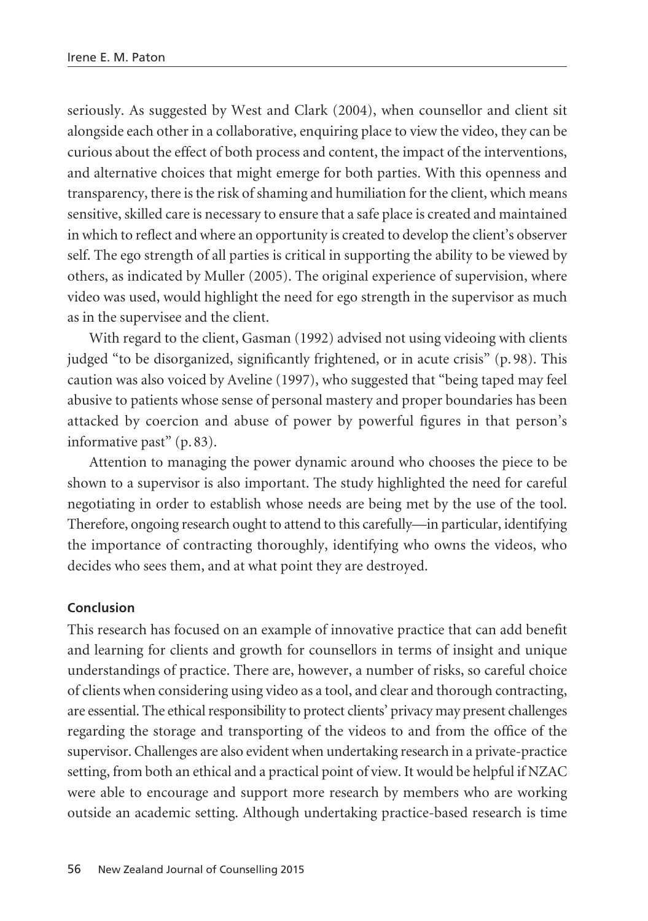seriously. As suggested by West and Clark (2004), when counsellor and client sit alongside each other in a collaborative, enquiring place to view the video, they can be curious about the effect of both process and content, the impact of the interventions, and alternative choices that might emerge for both parties. With this openness and transparency, there is the risk of shaming and humiliation for the client, which means sensitive, skilled care is necessary to ensure that a safe place is created and maintained in which to reflect and where an opportunity is created to develop the client's observer self. The ego strength of all parties is critical in supporting the ability to be viewed by others, as indicated by Muller (2005). The original experience of supervision, where video was used, would highlight the need for ego strength in the supervisor as much as in the supervisee and the client.

With regard to the client, Gasman (1992) advised not using videoing with clients judged "to be disorganized, significantly frightened, or in acute crisis" (p. 98). This caution was also voiced by Aveline (1997), who suggested that "being taped may feel abusive to patients whose sense of personal mastery and proper boundaries has been attacked by coercion and abuse of power by powerful figures in that person's informative past" (p. 83).

Attention to managing the power dynamic around who chooses the piece to be shown to a supervisor is also important. The study highlighted the need for careful negotiating in order to establish whose needs are being met by the use of the tool. Therefore, ongoing research ought to attend to this carefully—in particular, identifying the importance of contracting thoroughly, identifying who owns the videos, who decides who sees them, and at what point they are destroyed.

## Conclusion

This research has focused on an example of innovative practice that can add benefit and learning for clients and growth for counsellors in terms of insight and unique understandings of practice. There are, however, a number of risks, so careful choice of clients when considering using video as a tool, and clear and thorough contracting, are essential. The ethical responsibility to protect clients' privacy may present challenges regarding the storage and transporting of the videos to and from the office of the supervisor. Challenges are also evident when undertaking research in a private-practice setting, from both an ethical and a practical point of view. It would be helpful if NZAC were able to encourage and support more research by members who are working outside an academic setting. Although undertaking practice-based research is time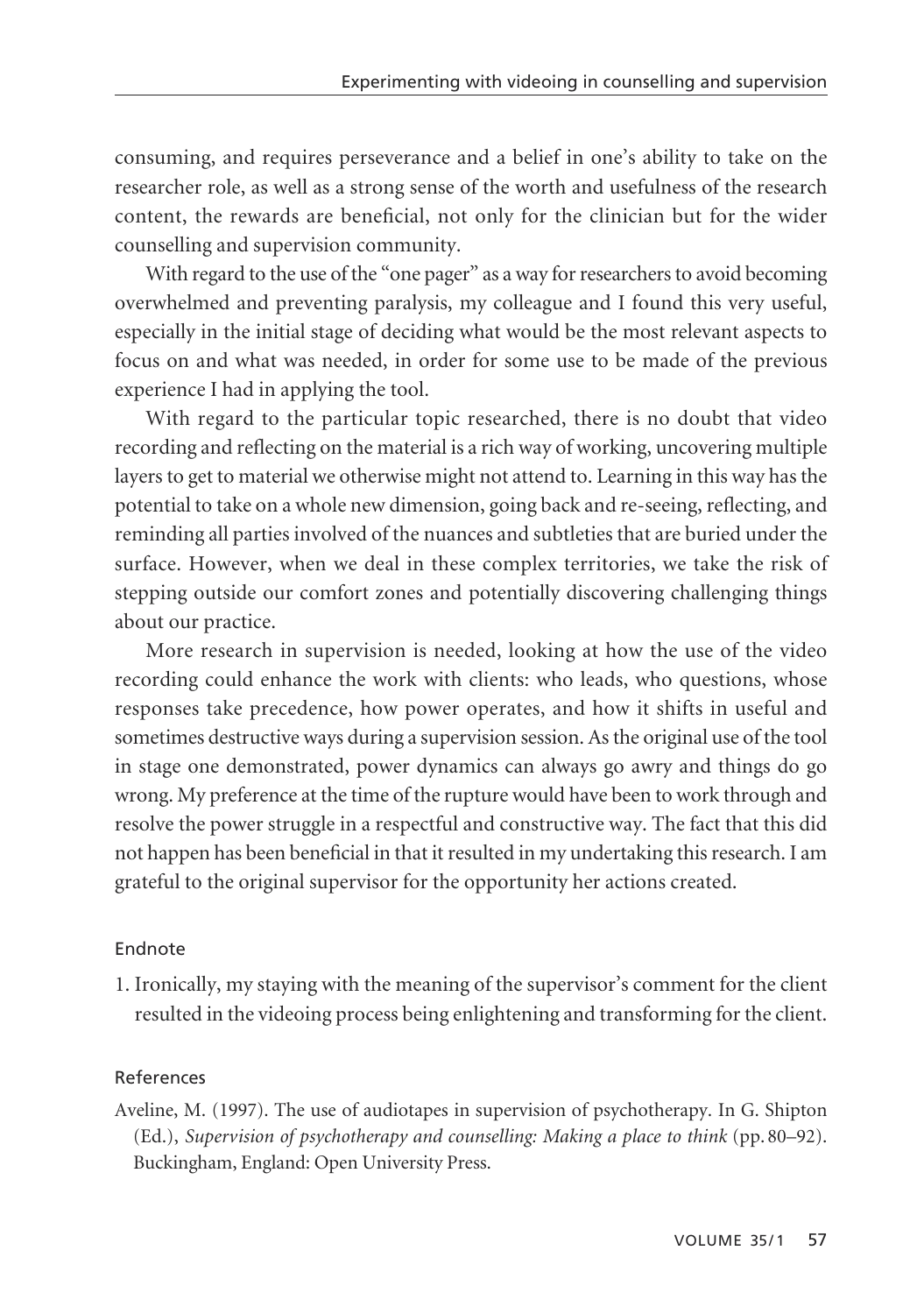consuming, and requires perseverance and a belief in one's ability to take on the researcher role, as well as a strong sense of the worth and usefulness of the research content, the rewards are beneficial, not only for the clinician but for the wider counselling and supervision community.

With regard to the use of the "one pager" as a way for researchers to avoid becoming overwhelmed and preventing paralysis, my colleague and I found this very useful, especially in the initial stage of deciding what would be the most relevant aspects to focus on and what was needed, in order for some use to be made of the previous experience I had in applying the tool.

With regard to the particular topic researched, there is no doubt that video recording and reflecting on the material is a rich way of working, uncovering multiple layers to get to material we otherwise might not attend to. Learning in this way has the potential to take on a whole new dimension, going back and re-seeing, reflecting, and reminding all parties involved of the nuances and subtleties that are buried under the surface. However, when we deal in these complex territories, we take the risk of stepping outside our comfort zones and potentially discovering challenging things about our practice.

More research in supervision is needed, looking at how the use of the video recording could enhance the work with clients: who leads, who questions, whose responses take precedence, how power operates, and how it shifts in useful and sometimes destructive ways during a supervision session. As the original use of the tool in stage one demonstrated, power dynamics can always go awry and things do go wrong. My preference at the time of the rupture would have been to work through and resolve the power struggle in a respectful and constructive way. The fact that this did not happen has been beneficial in that it resulted in my undertaking this research. I am grateful to the original supervisor for the opportunity her actions created.

## Endnote

1. Ironically, my staying with the meaning of the supervisor's comment for the client resulted in the videoing process being enlightening and transforming for the client.

## References

Aveline, M. (1997). The use of audiotapes in supervision of psychotherapy. In G. Shipton (Ed.), *Supervision of psychotherapy and counselling: Making a place to think* (pp. 80–92). Buckingham, England: Open University Press.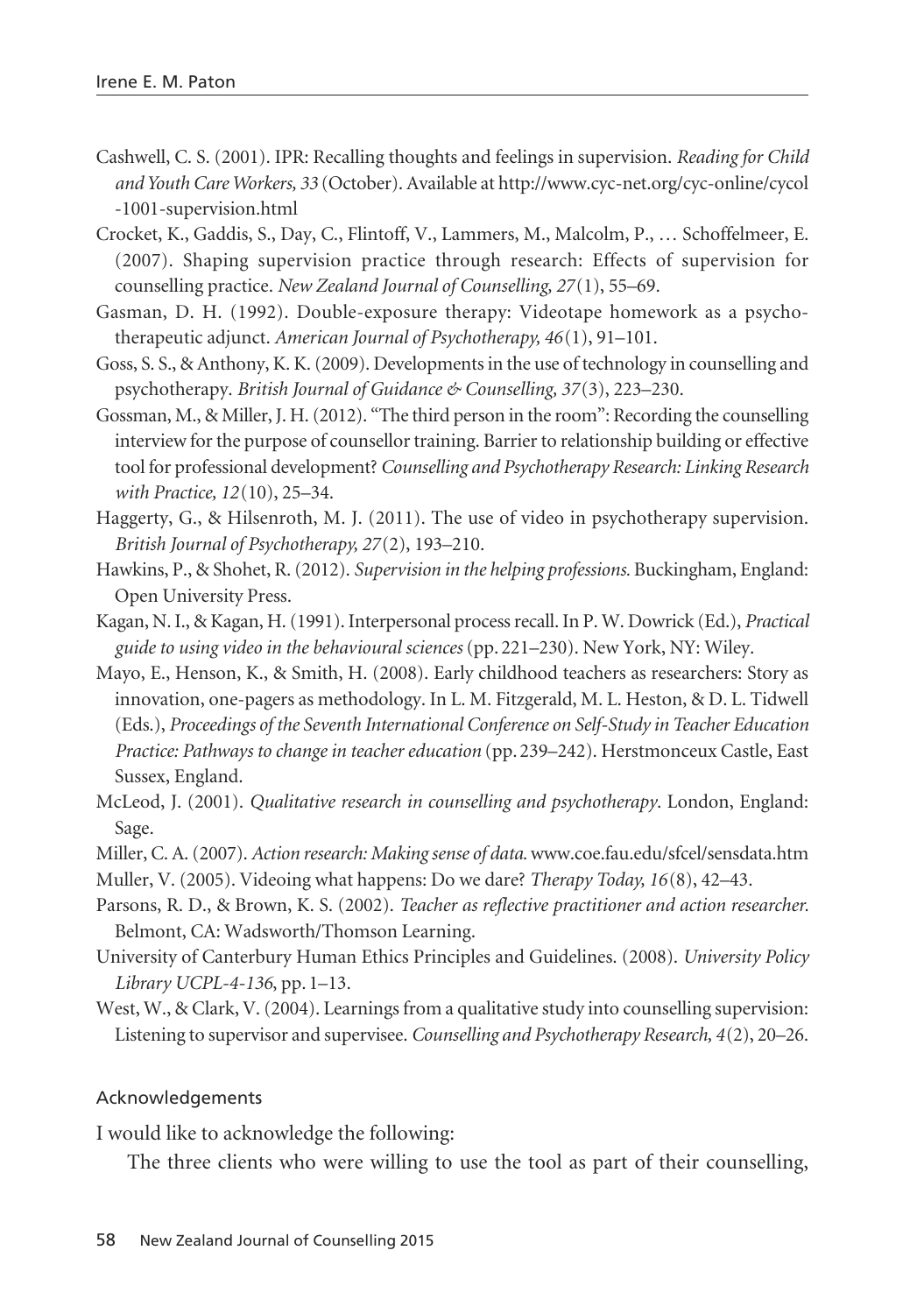Cashwell, C. S. (2001). IPR: Recalling thoughts and feelings in supervision. *Reading for Child and Youth Care Workers, 33* (October). Available at http://www.cyc-net.org/cyc-online/cycol-1001-supervision.html

Crocket, K., Gaddis, S., Day, C., Flintoff, V., Lammers, M., Malcolm, P., … Schoffelmeer, E. (2007). Shaping supervision practice through research: Effects of supervision for counselling practice. *New Zealand Journal of Counselling, 27*(1), 55–69.

Gasman, D. H. (1992). Double-exposure therapy: Videotape homework as a psychotherapeutic adjunct. *American Journal of Psychotherapy, 46*(1), 91–101.

Goss, S. S., & Anthony, K. K. (2009). Developments in the use of technology in counselling and psychotherapy. *British Journal of Guidance & Counselling, 37*(3), 223–230.

Gossman, M., & Miller, J. H. (2012). "The third person in the room": Recording the counselling interview for the purpose of counsellor training. Barrier to relationship building or effective tool for professional development? *Counselling and Psychotherapy Research: Linking Research with Practice, 12*(10), 25–34.

Haggerty, G., & Hilsenroth, M. J. (2011). The use of video in psychotherapy supervision. *British Journal of Psychotherapy, 27*(2), 193–210.

Hawkins, P., & Shohet, R. (2012). *Supervision in the helping professions.* Buckingham, England: Open University Press.

Kagan, N. I., & Kagan, H. (1991). Interpersonal process recall. In P. W. Dowrick (Ed.), *Practical guide to using video in the behavioural sciences* (pp. 221–230). New York, NY: Wiley.

Mayo, E., Henson, K., & Smith, H. (2008). Early childhood teachers as researchers: Story as innovation, one-pagers as methodology. In L. M. Fitzgerald, M. L. Heston, & D. L. Tidwell (Eds.), *Proceedings of the Seventh International Conference on Self-Study in Teacher Education Practice: Pathways to change in teacher education* (pp. 239–242). Herstmonceux Castle, East Sussex, England.

McLeod, J. (2001). *Qualitative research in counselling and psychotherapy*. London, England: Sage.

Miller, C. A. (2007). *Action research: Making sense of data.* www.coe.fau.edu/sfcel/sensdata.htm

Muller, V. (2005). Videoing what happens: Do we dare? *Therapy Today, 16*(8), 42–43.

Parsons, R. D., & Brown, K. S. (2002). *Teacher as reflective practitioner and action researcher.* Belmont, CA: Wadsworth/Thomson Learning.

University of Canterbury Human Ethics Principles and Guidelines. (2008). *University Policy Library UCPL-4-136*, pp. 1–13.

West, W., & Clark, V. (2004). Learnings from a qualitative study into counselling supervision: Listening to supervisor and supervisee. *Counselling and Psychotherapy Research, 4*(2), 20–26.

## Acknowledgements

I would like to acknowledge the following:

The three clients who were willing to use the tool as part of their counselling,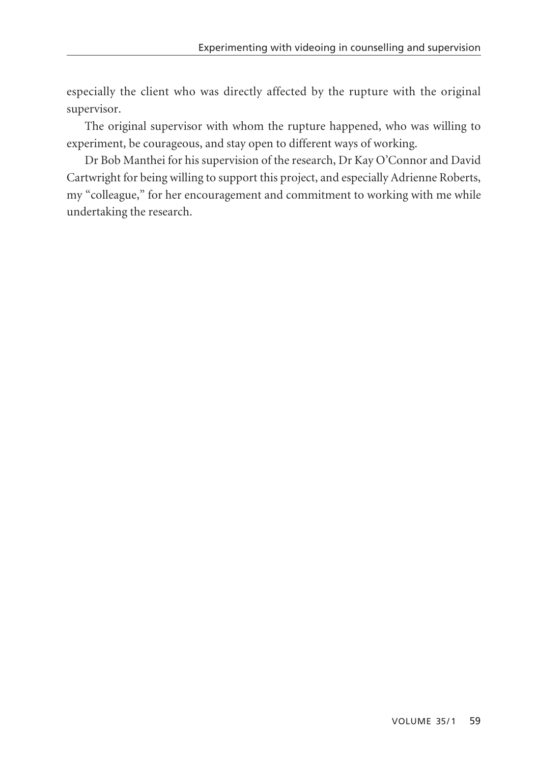especially the client who was directly affected by the rupture with the original supervisor.

The original supervisor with whom the rupture happened, who was willing to experiment, be courageous, and stay open to different ways of working.

Dr Bob Manthei for his supervision of the research, Dr Kay O'Connor and David Cartwright for being willing to support this project, and especially Adrienne Roberts, my "colleague," for her encouragement and commitment to working with me while undertaking the research.